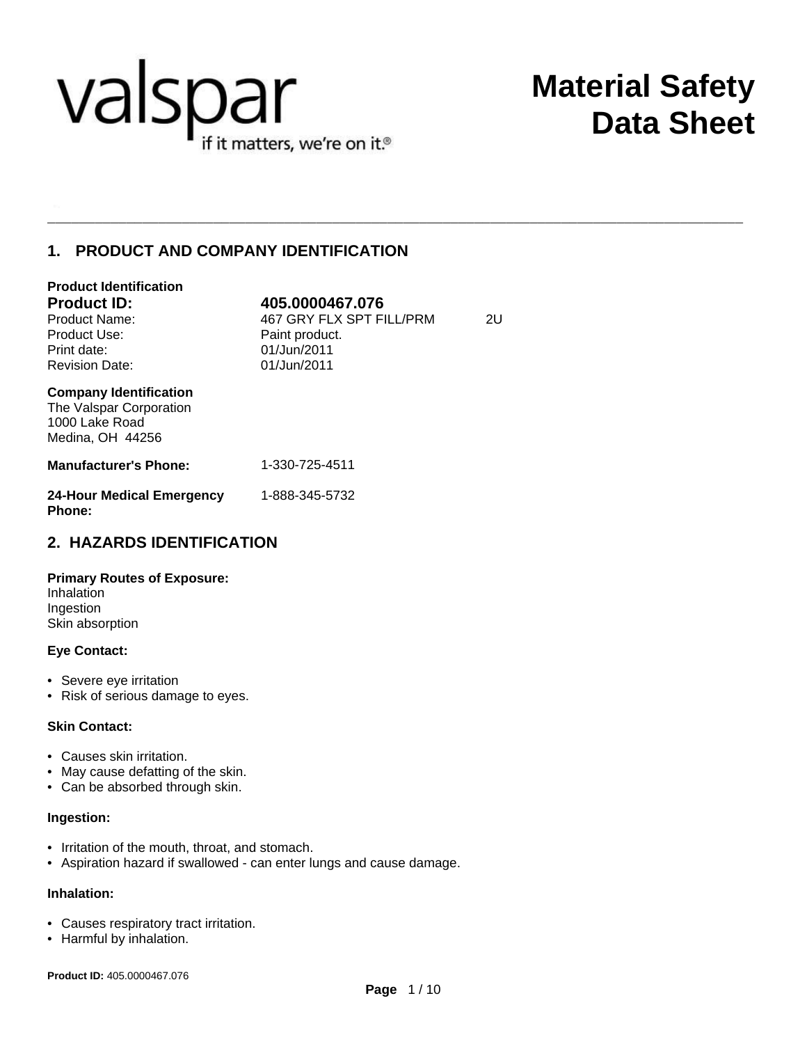valspar
if it matters, we're on it.®

# Material Safety Data Sheet

## 1. PRODUCT AND COMPANY IDENTIFICATION

**Product Identification**

| | |
|---|---|
| **Product ID:** | **405.0000467.076** |
| Product Name: | 467 GRY FLX SPT FILL/PRM 2U |
| Product Use: | Paint product. |
| Print date: | 01/Jun/2011 |
| Revision Date: | 01/Jun/2011 |

**Company Identification**
The Valspar Corporation
1000 Lake Road
Medina, OH 44256

**Manufacturer's Phone:** 1-330-725-4511

**24-Hour Medical Emergency Phone:** 1-888-345-5732

## 2. HAZARDS IDENTIFICATION

**Primary Routes of Exposure:**
Inhalation
Ingestion
Skin absorption

**Eye Contact:**

- Severe eye irritation
- Risk of serious damage to eyes.

**Skin Contact:**

- Causes skin irritation.
- May cause defatting of the skin.
- Can be absorbed through skin.

**Ingestion:**

- Irritation of the mouth, throat, and stomach.
- Aspiration hazard if swallowed - can enter lungs and cause damage.

**Inhalation:**

- Causes respiratory tract irritation.
- Harmful by inhalation.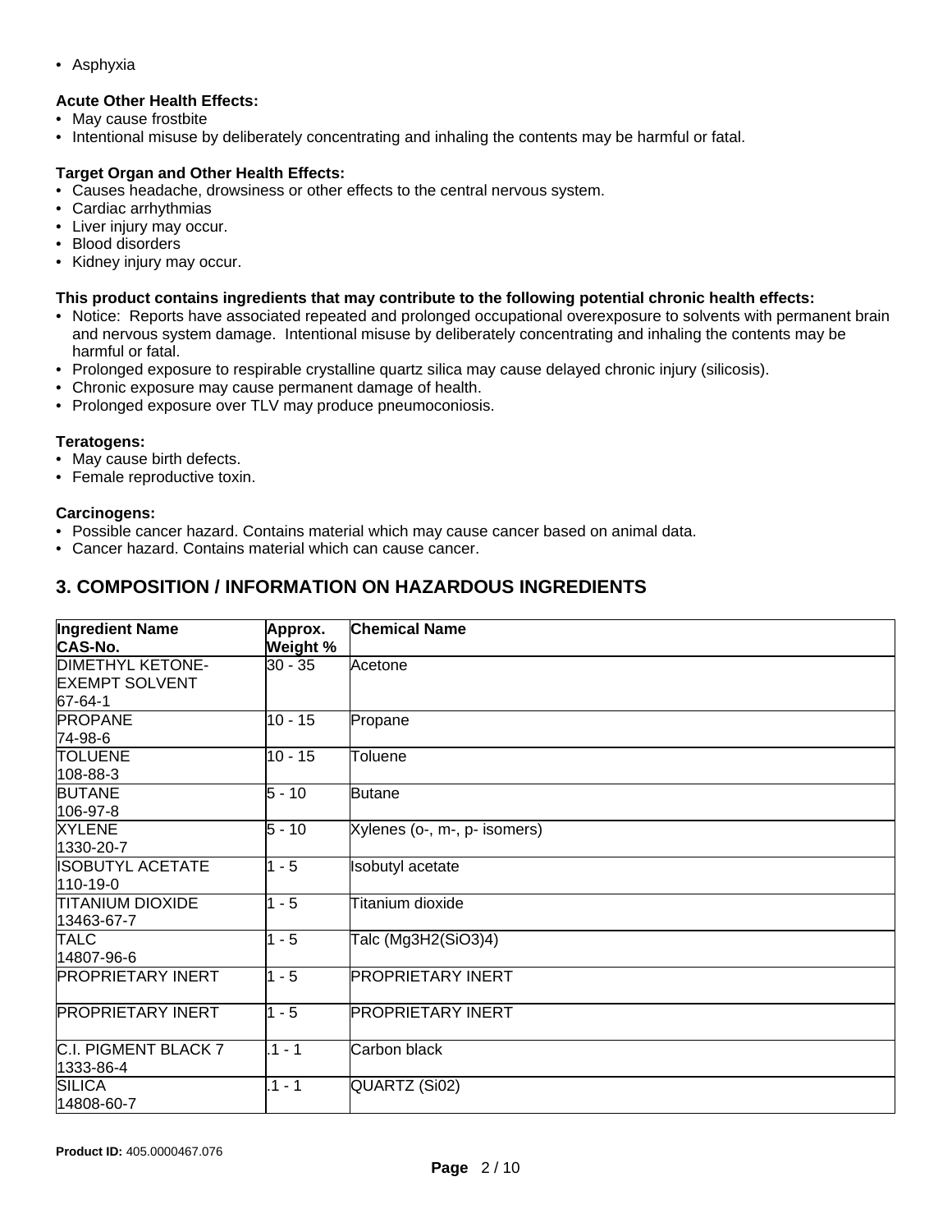- Asphyxia

**Acute Other Health Effects:**

- May cause frostbite
- Intentional misuse by deliberately concentrating and inhaling the contents may be harmful or fatal.

**Target Organ and Other Health Effects:**

- Causes headache, drowsiness or other effects to the central nervous system.
- Cardiac arrhythmias
- Liver injury may occur.
- Blood disorders
- Kidney injury may occur.

**This product contains ingredients that may contribute to the following potential chronic health effects:**

- Notice: Reports have associated repeated and prolonged occupational overexposure to solvents with permanent brain and nervous system damage. Intentional misuse by deliberately concentrating and inhaling the contents may be harmful or fatal.
- Prolonged exposure to respirable crystalline quartz silica may cause delayed chronic injury (silicosis).
- Chronic exposure may cause permanent damage of health.
- Prolonged exposure over TLV may produce pneumoconiosis.

**Teratogens:**

- May cause birth defects.
- Female reproductive toxin.

**Carcinogens:**

- Possible cancer hazard. Contains material which may cause cancer based on animal data.
- Cancer hazard. Contains material which can cause cancer.

## 3. COMPOSITION / INFORMATION ON HAZARDOUS INGREDIENTS

| Ingredient Name CAS-No. | Approx. Weight % | Chemical Name |
|---|---|---|
| DIMETHYL KETONE-EXEMPT SOLVENT 67-64-1 | 30 - 35 | Acetone |
| PROPANE 74-98-6 | 10 - 15 | Propane |
| TOLUENE 108-88-3 | 10 - 15 | Toluene |
| BUTANE 106-97-8 | 5 - 10 | Butane |
| XYLENE 1330-20-7 | 5 - 10 | Xylenes (o-, m-, p- isomers) |
| ISOBUTYL ACETATE 110-19-0 | 1 - 5 | Isobutyl acetate |
| TITANIUM DIOXIDE 13463-67-7 | 1 - 5 | Titanium dioxide |
| TALC 14807-96-6 | 1 - 5 | Talc (Mg3H2(SiO3)4) |
| PROPRIETARY INERT | 1 - 5 | PROPRIETARY INERT |
| PROPRIETARY INERT | 1 - 5 | PROPRIETARY INERT |
| C.I. PIGMENT BLACK 7 1333-86-4 | .1 - 1 | Carbon black |
| SILICA 14808-60-7 | .1 - 1 | QUARTZ (Si02) |

**Product ID:** 405.0000467.076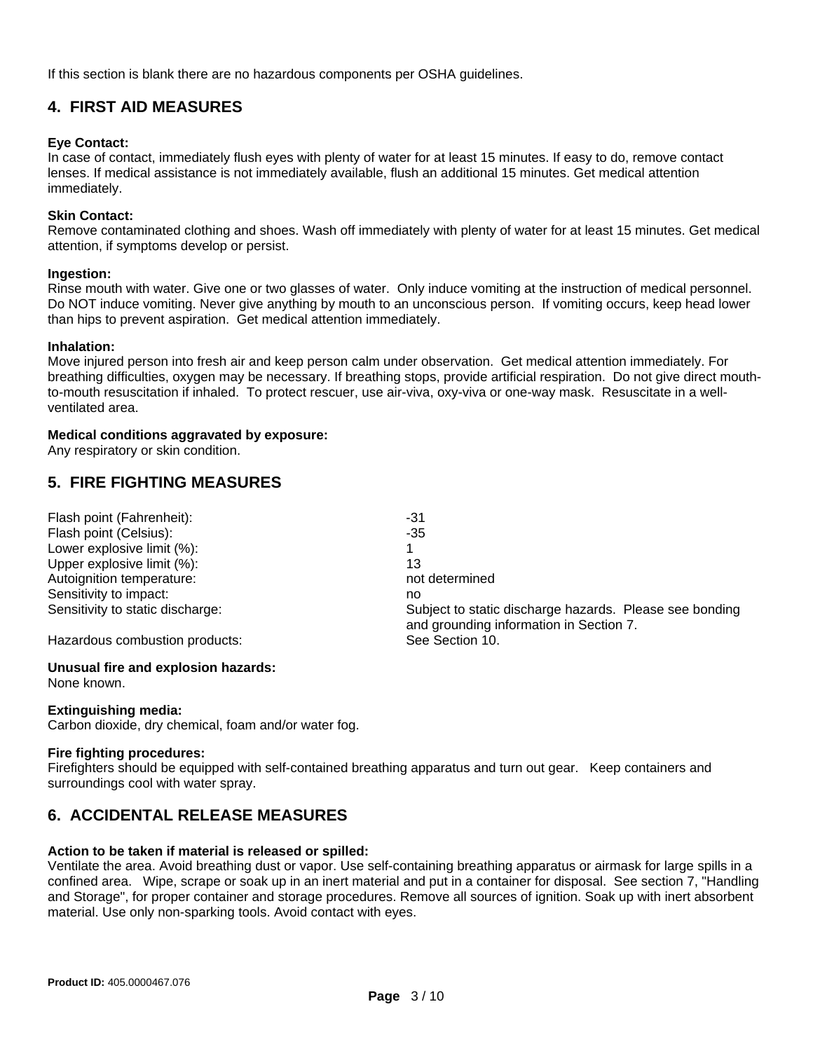If this section is blank there are no hazardous components per OSHA guidelines.

## 4. FIRST AID MEASURES

**Eye Contact:**
In case of contact, immediately flush eyes with plenty of water for at least 15 minutes. If easy to do, remove contact lenses. If medical assistance is not immediately available, flush an additional 15 minutes. Get medical attention immediately.

**Skin Contact:**
Remove contaminated clothing and shoes. Wash off immediately with plenty of water for at least 15 minutes. Get medical attention, if symptoms develop or persist.

**Ingestion:**
Rinse mouth with water. Give one or two glasses of water. Only induce vomiting at the instruction of medical personnel. Do NOT induce vomiting. Never give anything by mouth to an unconscious person. If vomiting occurs, keep head lower than hips to prevent aspiration. Get medical attention immediately.

**Inhalation:**
Move injured person into fresh air and keep person calm under observation. Get medical attention immediately. For breathing difficulties, oxygen may be necessary. If breathing stops, provide artificial respiration. Do not give direct mouth-to-mouth resuscitation if inhaled. To protect rescuer, use air-viva, oxy-viva or one-way mask. Resuscitate in a well-ventilated area.

**Medical conditions aggravated by exposure:**
Any respiratory or skin condition.

## 5. FIRE FIGHTING MEASURES

| | |
|---|---|
| Flash point (Fahrenheit): | -31 |
| Flash point (Celsius): | -35 |
| Lower explosive limit (%): | 1 |
| Upper explosive limit (%): | 13 |
| Autoignition temperature: | not determined |
| Sensitivity to impact: | no |
| Sensitivity to static discharge: | Subject to static discharge hazards. Please see bonding and grounding information in Section 7. |
| Hazardous combustion products: | See Section 10. |

**Unusual fire and explosion hazards:**
None known.

**Extinguishing media:**
Carbon dioxide, dry chemical, foam and/or water fog.

**Fire fighting procedures:**
Firefighters should be equipped with self-contained breathing apparatus and turn out gear. Keep containers and surroundings cool with water spray.

## 6. ACCIDENTAL RELEASE MEASURES

**Action to be taken if material is released or spilled:**
Ventilate the area. Avoid breathing dust or vapor. Use self-containing breathing apparatus or airmask for large spills in a confined area. Wipe, scrape or soak up in an inert material and put in a container for disposal. See section 7, "Handling and Storage", for proper container and storage procedures. Remove all sources of ignition. Soak up with inert absorbent material. Use only non-sparking tools. Avoid contact with eyes.

**Product ID:** 405.0000467.076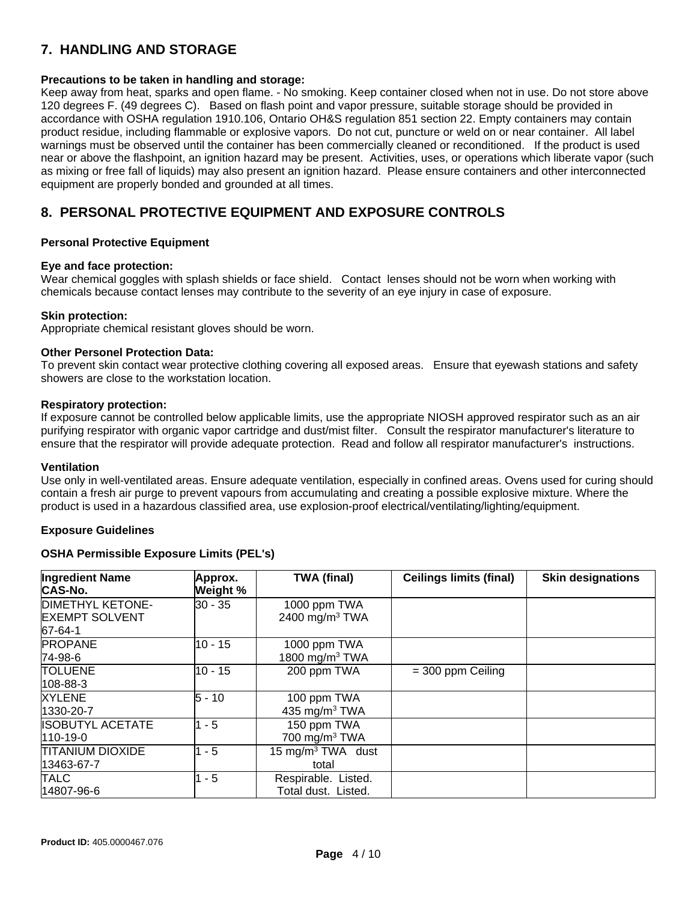## 7. HANDLING AND STORAGE

**Precautions to be taken in handling and storage:**
Keep away from heat, sparks and open flame. - No smoking. Keep container closed when not in use. Do not store above 120 degrees F. (49 degrees C). Based on flash point and vapor pressure, suitable storage should be provided in accordance with OSHA regulation 1910.106, Ontario OH&S regulation 851 section 22. Empty containers may contain product residue, including flammable or explosive vapors. Do not cut, puncture or weld on or near container. All label warnings must be observed until the container has been commercially cleaned or reconditioned. If the product is used near or above the flashpoint, an ignition hazard may be present. Activities, uses, or operations which liberate vapor (such as mixing or free fall of liquids) may also present an ignition hazard. Please ensure containers and other interconnected equipment are properly bonded and grounded at all times.

## 8. PERSONAL PROTECTIVE EQUIPMENT AND EXPOSURE CONTROLS

**Personal Protective Equipment**

**Eye and face protection:**
Wear chemical goggles with splash shields or face shield. Contact lenses should not be worn when working with chemicals because contact lenses may contribute to the severity of an eye injury in case of exposure.

**Skin protection:**
Appropriate chemical resistant gloves should be worn.

**Other Personel Protection Data:**
To prevent skin contact wear protective clothing covering all exposed areas. Ensure that eyewash stations and safety showers are close to the workstation location.

**Respiratory protection:**
If exposure cannot be controlled below applicable limits, use the appropriate NIOSH approved respirator such as an air purifying respirator with organic vapor cartridge and dust/mist filter. Consult the respirator manufacturer's literature to ensure that the respirator will provide adequate protection. Read and follow all respirator manufacturer's instructions.

**Ventilation**
Use only in well-ventilated areas. Ensure adequate ventilation, especially in confined areas. Ovens used for curing should contain a fresh air purge to prevent vapours from accumulating and creating a possible explosive mixture. Where the product is used in a hazardous classified area, use explosion-proof electrical/ventilating/lighting/equipment.

**Exposure Guidelines**

**OSHA Permissible Exposure Limits (PEL's)**

| Ingredient Name CAS-No. | Approx. Weight % | TWA (final) | Ceilings limits (final) | Skin designations |
|---|---|---|---|---|
| DIMETHYL KETONE-EXEMPT SOLVENT 67-64-1 | 30 - 35 | 1000 ppm TWA 2400 mg/m$^3$ TWA | | |
| PROPANE 74-98-6 | 10 - 15 | 1000 ppm TWA 1800 mg/m$^3$ TWA | | |
| TOLUENE 108-88-3 | 10 - 15 | 200 ppm TWA | = 300 ppm Ceiling | |
| XYLENE 1330-20-7 | 5 - 10 | 100 ppm TWA 435 mg/m$^3$ TWA | | |
| ISOBUTYL ACETATE 110-19-0 | 1 - 5 | 150 ppm TWA 700 mg/m$^3$ TWA | | |
| TITANIUM DIOXIDE 13463-67-7 | 1 - 5 | 15 mg/m$^3$ TWA dust total | | |
| TALC 14807-96-6 | 1 - 5 | Respirable. Listed. Total dust. Listed. | | |

**Product ID:** 405.0000467.076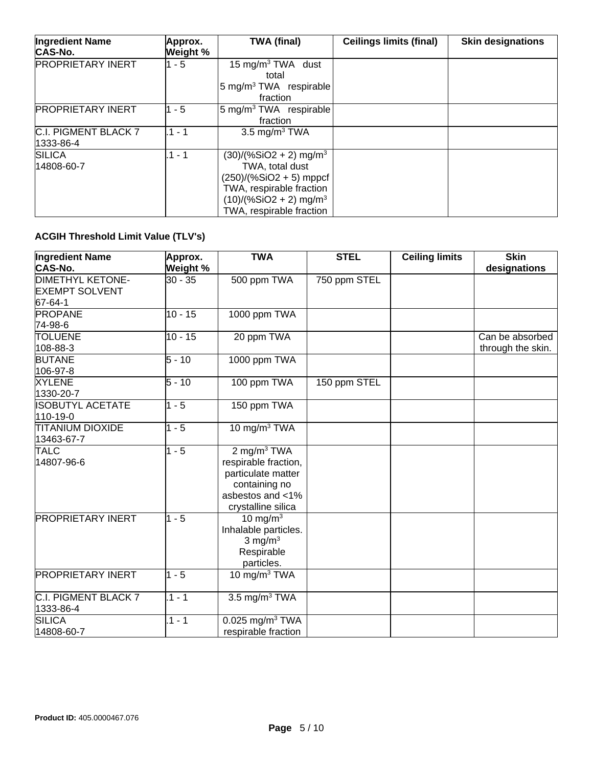| Ingredient Name CAS-No. | Approx. Weight % | TWA (final) | Ceilings limits (final) | Skin designations |
|---|---|---|---|---|
| PROPRIETARY INERT | 1 - 5 | 15 $mg/m^3$ TWA dust total<br>5 $mg/m^3$ TWA respirable fraction | | |
| PROPRIETARY INERT | 1 - 5 | 5 $mg/m^3$ TWA respirable fraction | | |
| C.I. PIGMENT BLACK 7<br>1333-86-4 | .1 - 1 | 3.5 $mg/m^3$ TWA | | |
| SILICA<br>14808-60-7 | .1 - 1 | (30)/(%SiO2 + 2) $mg/m^3$ TWA, total dust<br>(250)/(%SiO2 + 5) mppcf TWA, respirable fraction<br>(10)/(%SiO2 + 2) $mg/m^3$ TWA, respirable fraction | | |

**ACGIH Threshold Limit Value (TLV's)**

| Ingredient Name CAS-No. | Approx. Weight % | TWA | STEL | Ceiling limits | Skin designations |
|---|---|---|---|---|---|
| DIMETHYL KETONE-EXEMPT SOLVENT<br>67-64-1 | 30 - 35 | 500 ppm TWA | 750 ppm STEL | | |
| PROPANE<br>74-98-6 | 10 - 15 | 1000 ppm TWA | | | |
| TOLUENE<br>108-88-3 | 10 - 15 | 20 ppm TWA | | | Can be absorbed through the skin. |
| BUTANE<br>106-97-8 | 5 - 10 | 1000 ppm TWA | | | |
| XYLENE<br>1330-20-7 | 5 - 10 | 100 ppm TWA | 150 ppm STEL | | |
| ISOBUTYL ACETATE<br>110-19-0 | 1 - 5 | 150 ppm TWA | | | |
| TITANIUM DIOXIDE<br>13463-67-7 | 1 - 5 | 10 $mg/m^3$ TWA | | | |
| TALC<br>14807-96-6 | 1 - 5 | 2 $mg/m^3$ TWA respirable fraction, particulate matter containing no asbestos and <1% crystalline silica | | | |
| PROPRIETARY INERT | 1 - 5 | 10 $mg/m^3$ Inhalable particles.<br>3 $mg/m^3$ Respirable particles. | | | |
| PROPRIETARY INERT | 1 - 5 | 10 $mg/m^3$ TWA | | | |
| C.I. PIGMENT BLACK 7<br>1333-86-4 | .1 - 1 | 3.5 $mg/m^3$ TWA | | | |
| SILICA<br>14808-60-7 | .1 - 1 | 0.025 $mg/m^3$ TWA respirable fraction | | | |

**Product ID:** 405.0000467.076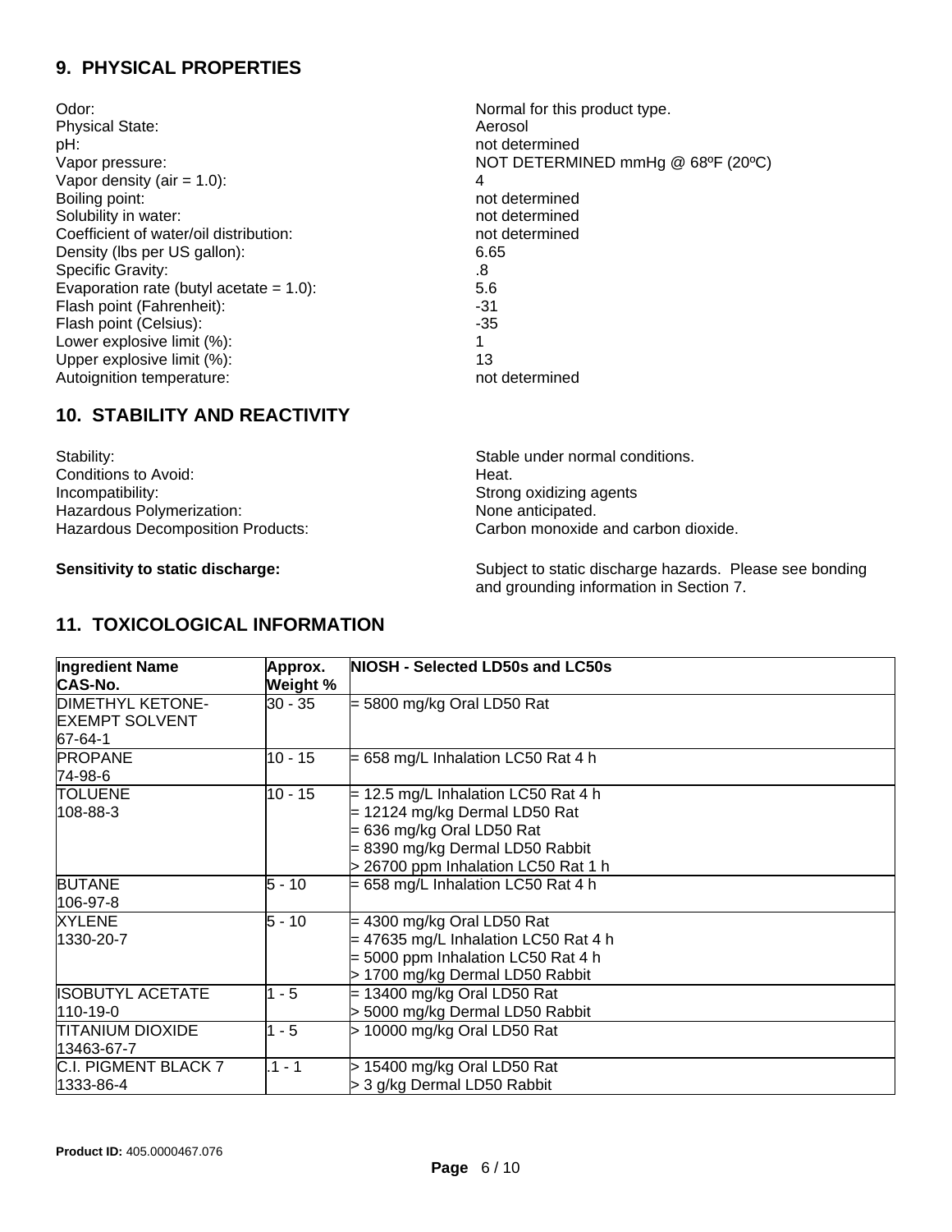## 9. PHYSICAL PROPERTIES

| | |
|---|---|
| Odor: | Normal for this product type. |
| Physical State: | Aerosol |
| pH: | not determined |
| Vapor pressure: | NOT DETERMINED mmHg @ 68ºF (20ºC) |
| Vapor density (air = 1.0): | 4 |
| Boiling point: | not determined |
| Solubility in water: | not determined |
| Coefficient of water/oil distribution: | not determined |
| Density (lbs per US gallon): | 6.65 |
| Specific Gravity: | .8 |
| Evaporation rate (butyl acetate = 1.0): | 5.6 |
| Flash point (Fahrenheit): | -31 |
| Flash point (Celsius): | -35 |
| Lower explosive limit (%): | 1 |
| Upper explosive limit (%): | 13 |
| Autoignition temperature: | not determined |

## 10. STABILITY AND REACTIVITY

| | |
|---|---|
| Stability: | Stable under normal conditions. |
| Conditions to Avoid: | Heat. |
| Incompatibility: | Strong oxidizing agents |
| Hazardous Polymerization: | None anticipated. |
| Hazardous Decomposition Products: | Carbon monoxide and carbon dioxide. |

**Sensitivity to static discharge:** Subject to static discharge hazards. Please see bonding and grounding information in Section 7.

## 11. TOXICOLOGICAL INFORMATION

| Ingredient Name CAS-No. | Approx. Weight % | NIOSH - Selected LD50s and LC50s |
|---|---|---|
| DIMETHYL KETONE-EXEMPT SOLVENT 67-64-1 | 30 - 35 | = 5800 mg/kg Oral LD50 Rat |
| PROPANE 74-98-6 | 10 - 15 | = 658 mg/L Inhalation LC50 Rat 4 h |
| TOLUENE 108-88-3 | 10 - 15 | = 12.5 mg/L Inhalation LC50 Rat 4 h<br>= 12124 mg/kg Dermal LD50 Rat<br>= 636 mg/kg Oral LD50 Rat<br>= 8390 mg/kg Dermal LD50 Rabbit<br>> 26700 ppm Inhalation LC50 Rat 1 h |
| BUTANE 106-97-8 | 5 - 10 | = 658 mg/L Inhalation LC50 Rat 4 h |
| XYLENE 1330-20-7 | 5 - 10 | = 4300 mg/kg Oral LD50 Rat<br>= 47635 mg/L Inhalation LC50 Rat 4 h<br>= 5000 ppm Inhalation LC50 Rat 4 h<br>> 1700 mg/kg Dermal LD50 Rabbit |
| ISOBUTYL ACETATE 110-19-0 | 1 - 5 | = 13400 mg/kg Oral LD50 Rat<br>> 5000 mg/kg Dermal LD50 Rabbit |
| TITANIUM DIOXIDE 13463-67-7 | 1 - 5 | > 10000 mg/kg Oral LD50 Rat |
| C.I. PIGMENT BLACK 7 1333-86-4 | .1 - 1 | > 15400 mg/kg Oral LD50 Rat<br>> 3 g/kg Dermal LD50 Rabbit |

**Product ID:** 405.0000467.076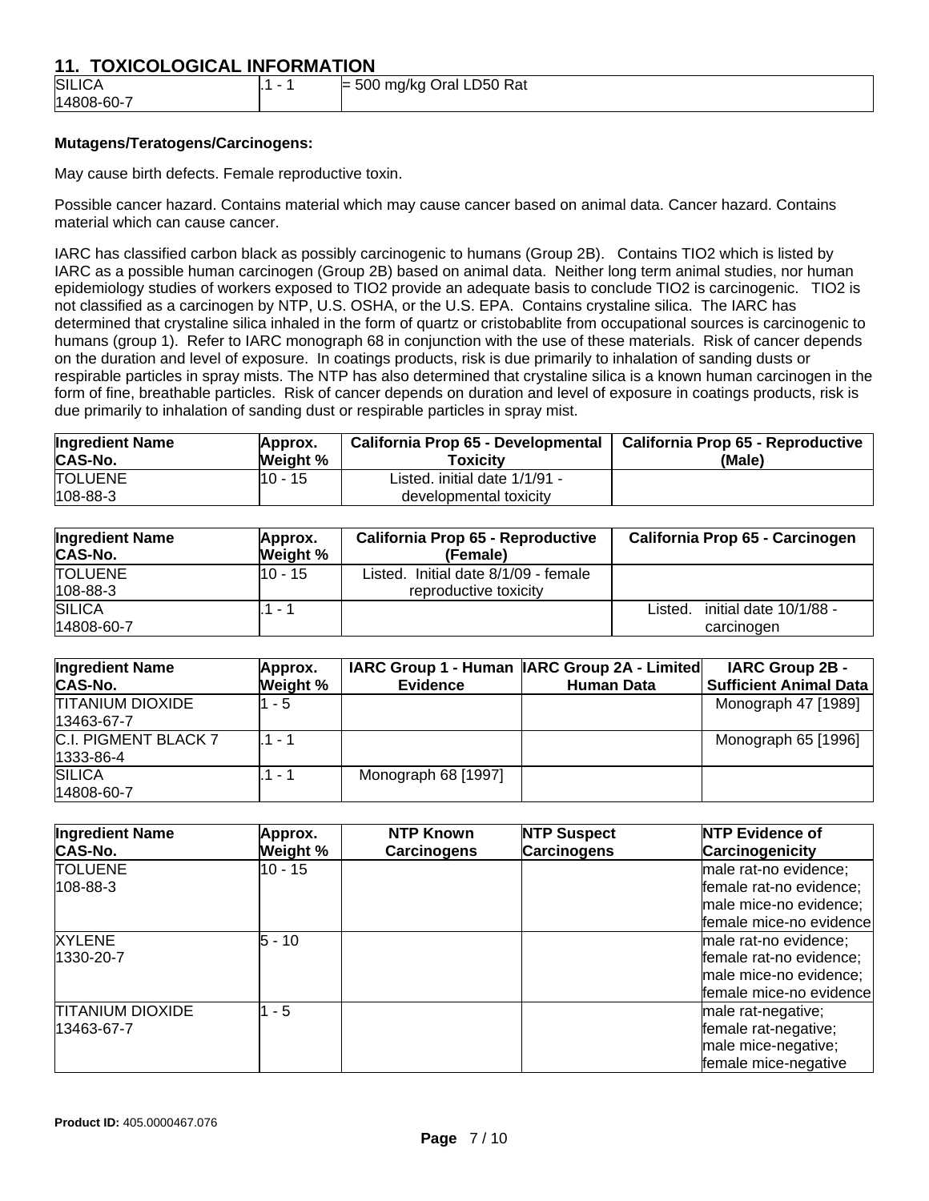## 11. TOXICOLOGICAL INFORMATION

| | | |
|---|---|---|
| SILICA<br>14808-60-7 | .1 - 1 | = 500 mg/kg Oral LD50 Rat |

**Mutagens/Teratogens/Carcinogens:**

May cause birth defects. Female reproductive toxin.

Possible cancer hazard. Contains material which may cause cancer based on animal data. Cancer hazard. Contains material which can cause cancer.

IARC has classified carbon black as possibly carcinogenic to humans (Group 2B). Contains TIO2 which is listed by IARC as a possible human carcinogen (Group 2B) based on animal data. Neither long term animal studies, nor human epidemiology studies of workers exposed to TIO2 provide an adequate basis to conclude TIO2 is carcinogenic. TIO2 is not classified as a carcinogen by NTP, U.S. OSHA, or the U.S. EPA. Contains crystaline silica. The IARC has determined that crystaline silica inhaled in the form of quartz or cristobablite from occupational sources is carcinogenic to humans (group 1). Refer to IARC monograph 68 in conjunction with the use of these materials. Risk of cancer depends on the duration and level of exposure. In coatings products, risk is due primarily to inhalation of sanding dusts or respirable particles in spray mists. The NTP has also determined that crystaline silica is a known human carcinogen in the form of fine, breathable particles. Risk of cancer depends on duration and level of exposure in coatings products, risk is due primarily to inhalation of sanding dust or respirable particles in spray mist.

| Ingredient Name<br>CAS-No. | Approx.<br>Weight % | California Prop 65 - Developmental Toxicity | California Prop 65 - Reproductive (Male) |
|---|---|---|---|
| TOLUENE<br>108-88-3 | 10 - 15 | Listed. initial date 1/1/91 - developmental toxicity | |

| Ingredient Name<br>CAS-No. | Approx.<br>Weight % | California Prop 65 - Reproductive (Female) | California Prop 65 - Carcinogen |
|---|---|---|---|
| TOLUENE<br>108-88-3 | 10 - 15 | Listed. Initial date 8/1/09 - female reproductive toxicity | |
| SILICA<br>14808-60-7 | .1 - 1 | | Listed. initial date 10/1/88 - carcinogen |

| Ingredient Name<br>CAS-No. | Approx.<br>Weight % | IARC Group 1 - Human Evidence | IARC Group 2A - Limited Human Data | IARC Group 2B - Sufficient Animal Data |
|---|---|---|---|---|
| TITANIUM DIOXIDE<br>13463-67-7 | 1 - 5 | | | Monograph 47 [1989] |
| C.I. PIGMENT BLACK 7<br>1333-86-4 | .1 - 1 | | | Monograph 65 [1996] |
| SILICA<br>14808-60-7 | .1 - 1 | Monograph 68 [1997] | | |

| Ingredient Name<br>CAS-No. | Approx.<br>Weight % | NTP Known Carcinogens | NTP Suspect Carcinogens | NTP Evidence of Carcinogenicity |
|---|---|---|---|---|
| TOLUENE<br>108-88-3 | 10 - 15 | | | male rat-no evidence;<br>female rat-no evidence;<br>male mice-no evidence;<br>female mice-no evidence |
| XYLENE<br>1330-20-7 | 5 - 10 | | | male rat-no evidence;<br>female rat-no evidence;<br>male mice-no evidence;<br>female mice-no evidence |
| TITANIUM DIOXIDE<br>13463-67-7 | 1 - 5 | | | male rat-negative;<br>female rat-negative;<br>male mice-negative;<br>female mice-negative |

**Product ID:** 405.0000467.076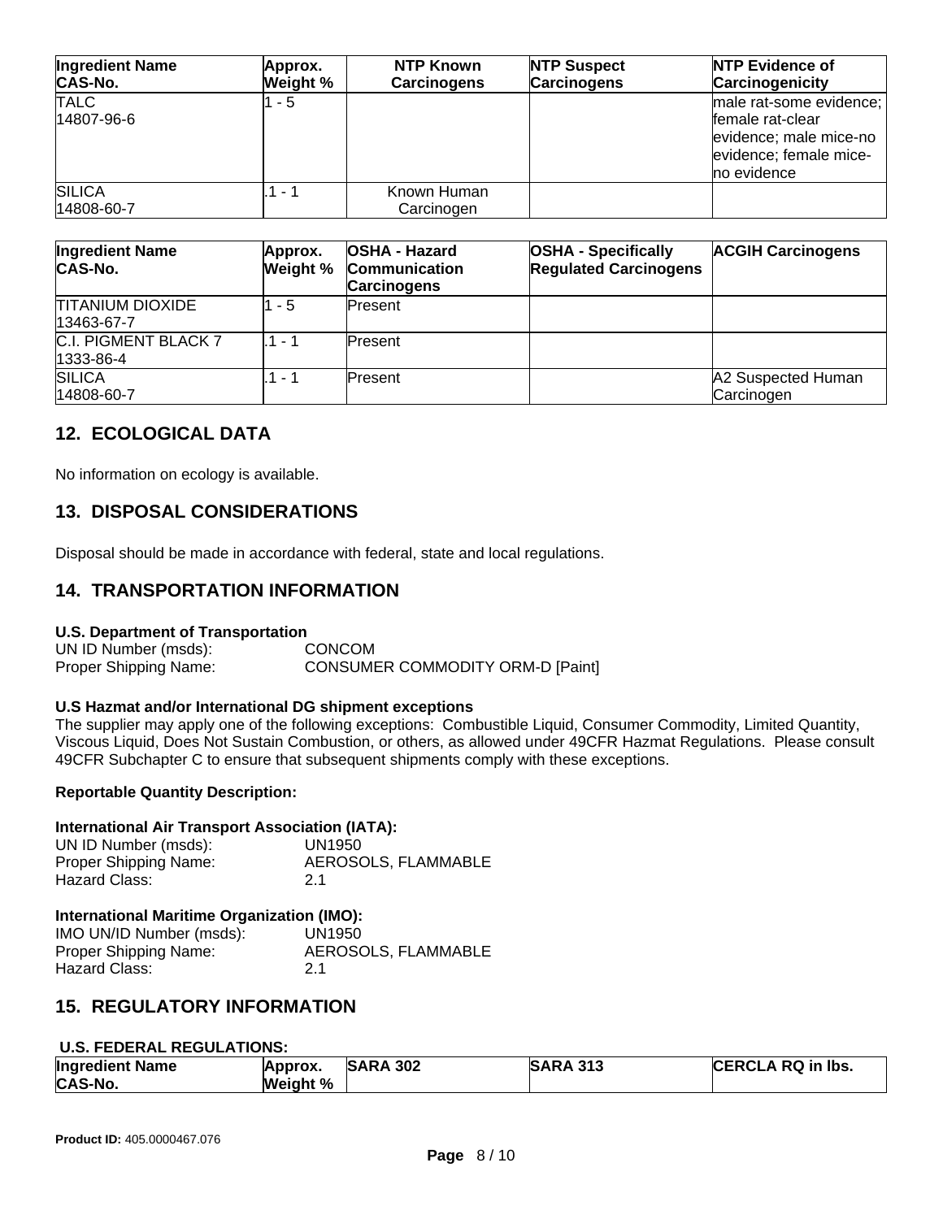| Ingredient Name CAS-No. | Approx. Weight % | NTP Known Carcinogens | NTP Suspect Carcinogens | NTP Evidence of Carcinogenicity |
|---|---|---|---|---|
| TALC 14807-96-6 | 1 - 5 | | | male rat-some evidence; female rat-clear evidence; male mice-no evidence; female mice-no evidence |
| SILICA 14808-60-7 | .1 - 1 | Known Human Carcinogen | | |

| Ingredient Name CAS-No. | Approx. Weight % | OSHA - Hazard Communication Carcinogens | OSHA - Specifically Regulated Carcinogens | ACGIH Carcinogens |
|---|---|---|---|---|
| TITANIUM DIOXIDE 13463-67-7 | 1 - 5 | Present | | |
| C.I. PIGMENT BLACK 7 1333-86-4 | .1 - 1 | Present | | |
| SILICA 14808-60-7 | .1 - 1 | Present | | A2 Suspected Human Carcinogen |

## 12. ECOLOGICAL DATA

No information on ecology is available.

## 13. DISPOSAL CONSIDERATIONS

Disposal should be made in accordance with federal, state and local regulations.

## 14. TRANSPORTATION INFORMATION

**U.S. Department of Transportation**

UN ID Number (msds): CONCOM
Proper Shipping Name: CONSUMER COMMODITY ORM-D [Paint]

**U.S Hazmat and/or International DG shipment exceptions**

The supplier may apply one of the following exceptions: Combustible Liquid, Consumer Commodity, Limited Quantity, Viscous Liquid, Does Not Sustain Combustion, or others, as allowed under 49CFR Hazmat Regulations. Please consult 49CFR Subchapter C to ensure that subsequent shipments comply with these exceptions.

**Reportable Quantity Description:**

**International Air Transport Association (IATA):**

UN ID Number (msds): UN1950
Proper Shipping Name: AEROSOLS, FLAMMABLE
Hazard Class: 2.1

**International Maritime Organization (IMO):**

IMO UN/ID Number (msds): UN1950
Proper Shipping Name: AEROSOLS, FLAMMABLE
Hazard Class: 2.1

## 15. REGULATORY INFORMATION

**U.S. FEDERAL REGULATIONS:**

| Ingredient Name CAS-No. | Approx. Weight % | SARA 302 | SARA 313 | CERCLA RQ in lbs. |
|---|---|---|---|---|

**Product ID:** 405.0000467.076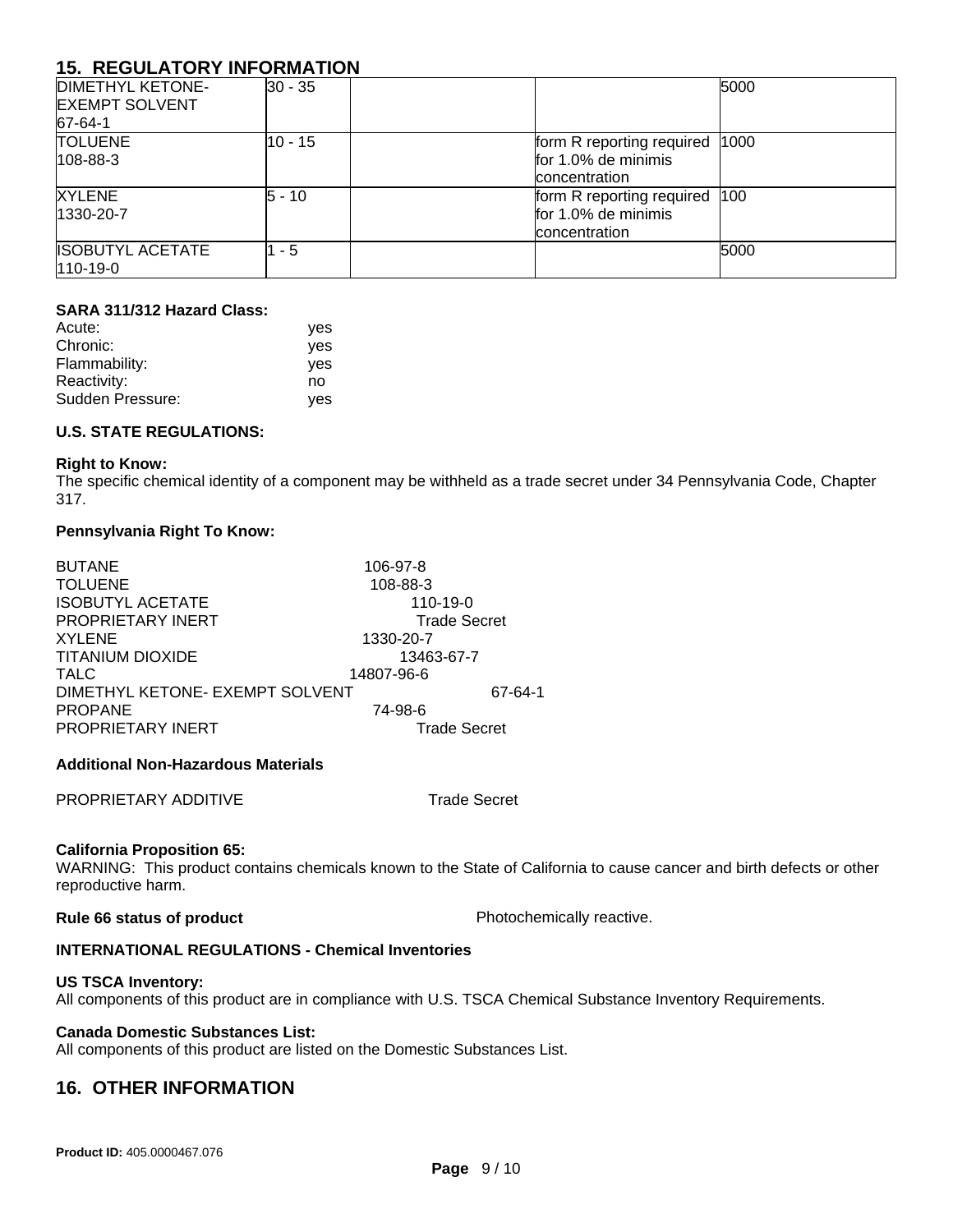## 15. REGULATORY INFORMATION

| | | | | |
|---|---|---|---|---|
| DIMETHYL KETONE-EXEMPT SOLVENT 67-64-1 | 30 - 35 | | | 5000 |
| TOLUENE 108-88-3 | 10 - 15 | | form R reporting required for 1.0% de minimis concentration | 1000 |
| XYLENE 1330-20-7 | 5 - 10 | | form R reporting required for 1.0% de minimis concentration | 100 |
| ISOBUTYL ACETATE 110-19-0 | 1 - 5 | | | 5000 |

**SARA 311/312 Hazard Class:**

| | |
|---|---|
| Acute: | yes |
| Chronic: | yes |
| Flammability: | yes |
| Reactivity: | no |
| Sudden Pressure: | yes |

**U.S. STATE REGULATIONS:**

**Right to Know:**
The specific chemical identity of a component may be withheld as a trade secret under 34 Pennsylvania Code, Chapter 317.

**Pennsylvania Right To Know:**

| | |
|---|---|
| BUTANE | 106-97-8 |
| TOLUENE | 108-88-3 |
| ISOBUTYL ACETATE | 110-19-0 |
| PROPRIETARY INERT | Trade Secret |
| XYLENE | 1330-20-7 |
| TITANIUM DIOXIDE | 13463-67-7 |
| TALC | 14807-96-6 |
| DIMETHYL KETONE- EXEMPT SOLVENT | 67-64-1 |
| PROPANE | 74-98-6 |
| PROPRIETARY INERT | Trade Secret |

**Additional Non-Hazardous Materials**

PROPRIETARY ADDITIVE Trade Secret

**California Proposition 65:**
WARNING: This product contains chemicals known to the State of California to cause cancer and birth defects or other reproductive harm.

**Rule 66 status of product** Photochemically reactive.

**INTERNATIONAL REGULATIONS - Chemical Inventories**

**US TSCA Inventory:**
All components of this product are in compliance with U.S. TSCA Chemical Substance Inventory Requirements.

**Canada Domestic Substances List:**
All components of this product are listed on the Domestic Substances List.

## 16. OTHER INFORMATION

**Product ID:** 405.0000467.076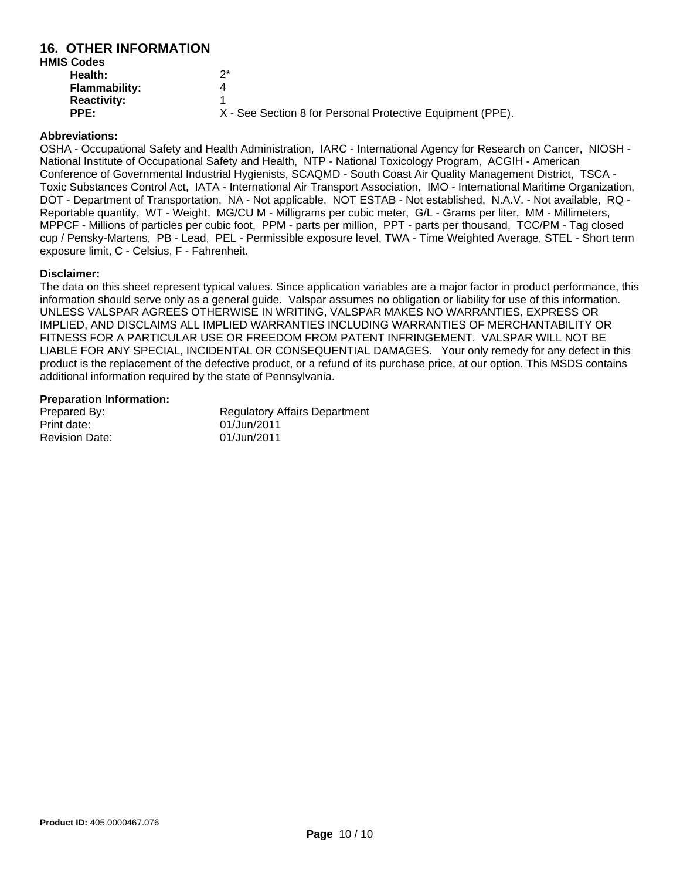## 16. OTHER INFORMATION

**HMIS Codes**

| | |
|---|---|
| **Health:** | 2* |
| **Flammability:** | 4 |
| **Reactivity:** | 1 |
| **PPE:** | X - See Section 8 for Personal Protective Equipment (PPE). |

**Abbreviations:**

OSHA - Occupational Safety and Health Administration, IARC - International Agency for Research on Cancer, NIOSH - National Institute of Occupational Safety and Health, NTP - National Toxicology Program, ACGIH - American Conference of Governmental Industrial Hygienists, SCAQMD - South Coast Air Quality Management District, TSCA - Toxic Substances Control Act, IATA - International Air Transport Association, IMO - International Maritime Organization, DOT - Department of Transportation, NA - Not applicable, NOT ESTAB - Not established, N.A.V. - Not available, RQ - Reportable quantity, WT - Weight, MG/CU M - Milligrams per cubic meter, G/L - Grams per liter, MM - Millimeters, MPPCF - Millions of particles per cubic foot, PPM - parts per million, PPT - parts per thousand, TCC/PM - Tag closed cup / Pensky-Martens, PB - Lead, PEL - Permissible exposure level, TWA - Time Weighted Average, STEL - Short term exposure limit, C - Celsius, F - Fahrenheit.

**Disclaimer:**

The data on this sheet represent typical values. Since application variables are a major factor in product performance, this information should serve only as a general guide. Valspar assumes no obligation or liability for use of this information. UNLESS VALSPAR AGREES OTHERWISE IN WRITING, VALSPAR MAKES NO WARRANTIES, EXPRESS OR IMPLIED, AND DISCLAIMS ALL IMPLIED WARRANTIES INCLUDING WARRANTIES OF MERCHANTABILITY OR FITNESS FOR A PARTICULAR USE OR FREEDOM FROM PATENT INFRINGEMENT. VALSPAR WILL NOT BE LIABLE FOR ANY SPECIAL, INCIDENTAL OR CONSEQUENTIAL DAMAGES. Your only remedy for any defect in this product is the replacement of the defective product, or a refund of its purchase price, at our option. This MSDS contains additional information required by the state of Pennsylvania.

**Preparation Information:**

| | |
|---|---|
| Prepared By: | Regulatory Affairs Department |
| Print date: | 01/Jun/2011 |
| Revision Date: | 01/Jun/2011 |

**Product ID:** 405.0000467.076